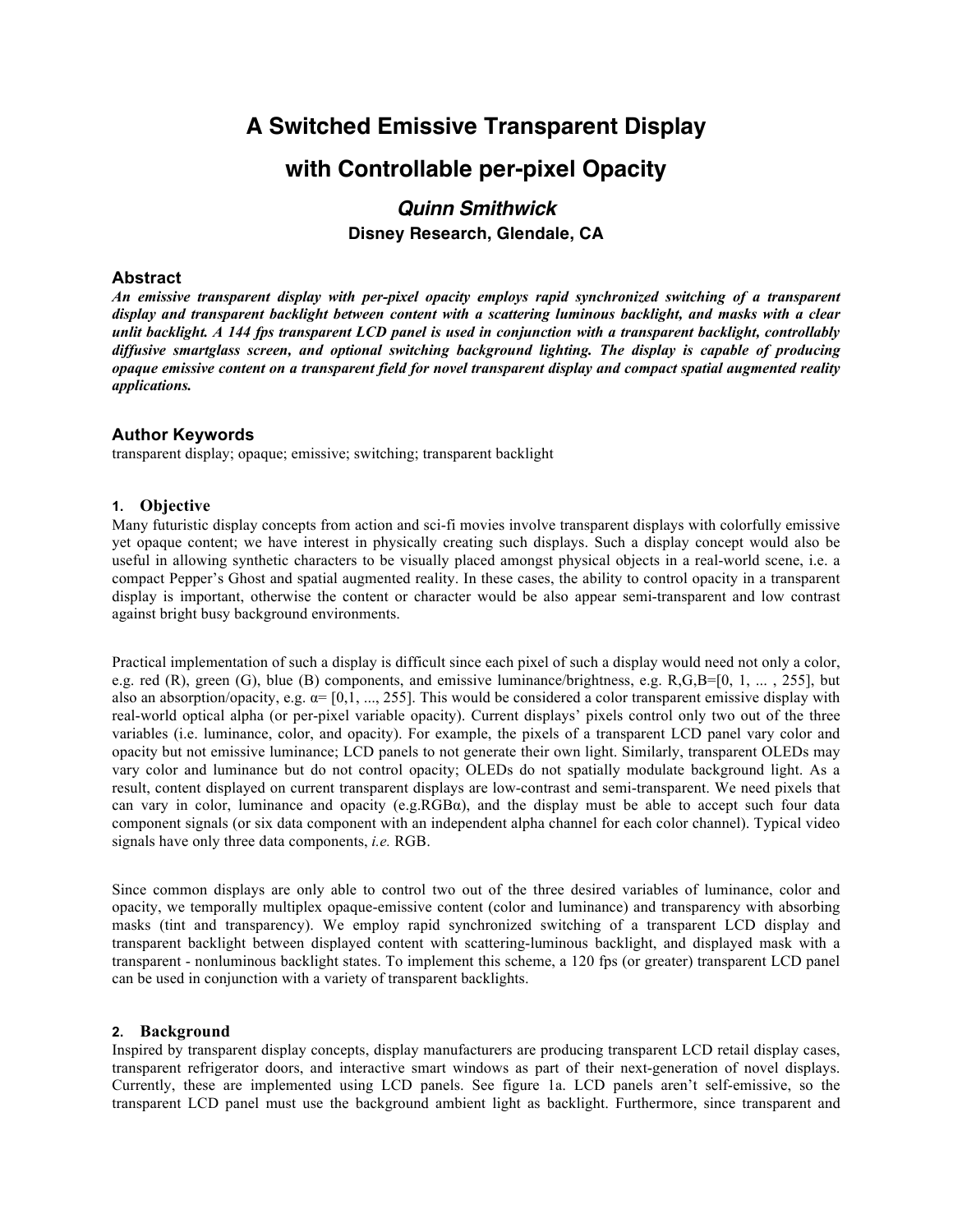# A Switched Emissive Transparent Display with Controllable per-pixel Opacity

***Quinn Smithwick***

**Disney Research, Glendale, CA**

## Abstract

***An emissive transparent display with per-pixel opacity employs rapid synchronized switching of a transparent display and transparent backlight between content with a scattering luminous backlight, and masks with a clear unlit backlight. A 144 fps transparent LCD panel is used in conjunction with a transparent backlight, controllably diffusive smartglass screen, and optional switching background lighting. The display is capable of producing opaque emissive content on a transparent field for novel transparent display and compact spatial augmented reality applications.***

## Author Keywords

transparent display; opaque; emissive; switching; transparent backlight

### 1. Objective

Many futuristic display concepts from action and sci-fi movies involve transparent displays with colorfully emissive yet opaque content; we have interest in physically creating such displays. Such a display concept would also be useful in allowing synthetic characters to be visually placed amongst physical objects in a real-world scene, i.e. a compact Pepper's Ghost and spatial augmented reality. In these cases, the ability to control opacity in a transparent display is important, otherwise the content or character would be also appear semi-transparent and low contrast against bright busy background environments.

Practical implementation of such a display is difficult since each pixel of such a display would need not only a color, e.g. red (R), green (G), blue (B) components, and emissive luminance/brightness, e.g. R,G,B=[0, 1, ... , 255], but also an absorption/opacity, e.g. α= [0,1, ..., 255]. This would be considered a color transparent emissive display with real-world optical alpha (or per-pixel variable opacity). Current displays' pixels control only two out of the three variables (i.e. luminance, color, and opacity). For example, the pixels of a transparent LCD panel vary color and opacity but not emissive luminance; LCD panels to not generate their own light. Similarly, transparent OLEDs may vary color and luminance but do not control opacity; OLEDs do not spatially modulate background light. As a result, content displayed on current transparent displays are low-contrast and semi-transparent. We need pixels that can vary in color, luminance and opacity (e.g.RGBα), and the display must be able to accept such four data component signals (or six data component with an independent alpha channel for each color channel). Typical video signals have only three data components, *i.e.* RGB.

Since common displays are only able to control two out of the three desired variables of luminance, color and opacity, we temporally multiplex opaque-emissive content (color and luminance) and transparency with absorbing masks (tint and transparency). We employ rapid synchronized switching of a transparent LCD display and transparent backlight between displayed content with scattering-luminous backlight, and displayed mask with a transparent - nonluminous backlight states. To implement this scheme, a 120 fps (or greater) transparent LCD panel can be used in conjunction with a variety of transparent backlights.

### 2. Background

Inspired by transparent display concepts, display manufacturers are producing transparent LCD retail display cases, transparent refrigerator doors, and interactive smart windows as part of their next-generation of novel displays. Currently, these are implemented using LCD panels. See figure 1a. LCD panels aren't self-emissive, so the transparent LCD panel must use the background ambient light as backlight. Furthermore, since transparent and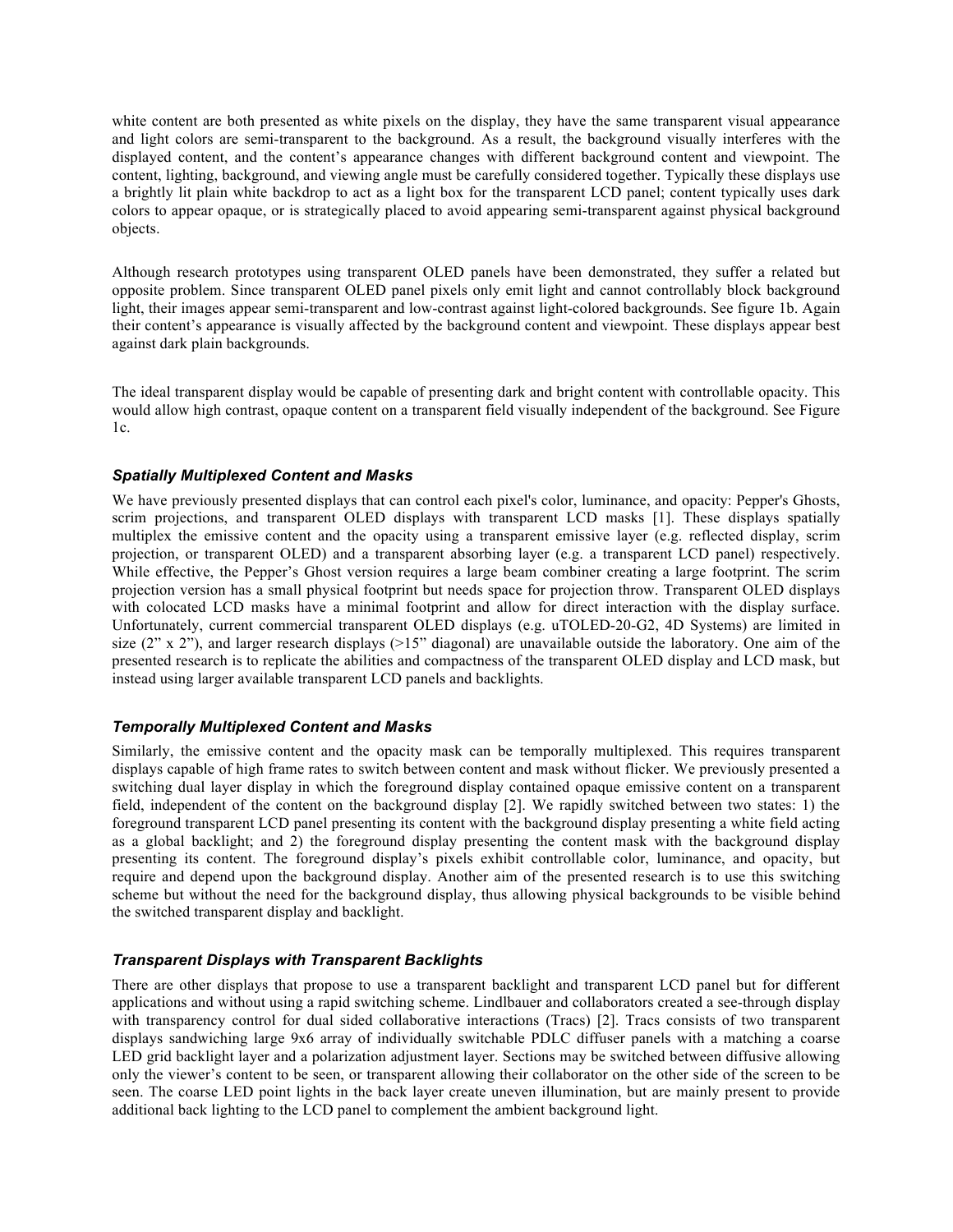white content are both presented as white pixels on the display, they have the same transparent visual appearance and light colors are semi-transparent to the background. As a result, the background visually interferes with the displayed content, and the content's appearance changes with different background content and viewpoint. The content, lighting, background, and viewing angle must be carefully considered together. Typically these displays use a brightly lit plain white backdrop to act as a light box for the transparent LCD panel; content typically uses dark colors to appear opaque, or is strategically placed to avoid appearing semi-transparent against physical background objects.

Although research prototypes using transparent OLED panels have been demonstrated, they suffer a related but opposite problem. Since transparent OLED panel pixels only emit light and cannot controllably block background light, their images appear semi-transparent and low-contrast against light-colored backgrounds. See figure 1b. Again their content's appearance is visually affected by the background content and viewpoint. These displays appear best against dark plain backgrounds.

The ideal transparent display would be capable of presenting dark and bright content with controllable opacity. This would allow high contrast, opaque content on a transparent field visually independent of the background. See Figure 1c.

### *Spatially Multiplexed Content and Masks*

We have previously presented displays that can control each pixel's color, luminance, and opacity: Pepper's Ghosts, scrim projections, and transparent OLED displays with transparent LCD masks [1]. These displays spatially multiplex the emissive content and the opacity using a transparent emissive layer (e.g. reflected display, scrim projection, or transparent OLED) and a transparent absorbing layer (e.g. a transparent LCD panel) respectively. While effective, the Pepper's Ghost version requires a large beam combiner creating a large footprint. The scrim projection version has a small physical footprint but needs space for projection throw. Transparent OLED displays with colocated LCD masks have a minimal footprint and allow for direct interaction with the display surface. Unfortunately, current commercial transparent OLED displays (e.g. uTOLED-20-G2, 4D Systems) are limited in size (2" x 2"), and larger research displays (>15" diagonal) are unavailable outside the laboratory. One aim of the presented research is to replicate the abilities and compactness of the transparent OLED display and LCD mask, but instead using larger available transparent LCD panels and backlights.

### *Temporally Multiplexed Content and Masks*

Similarly, the emissive content and the opacity mask can be temporally multiplexed. This requires transparent displays capable of high frame rates to switch between content and mask without flicker. We previously presented a switching dual layer display in which the foreground display contained opaque emissive content on a transparent field, independent of the content on the background display [2]. We rapidly switched between two states: 1) the foreground transparent LCD panel presenting its content with the background display presenting a white field acting as a global backlight; and 2) the foreground display presenting the content mask with the background display presenting its content. The foreground display's pixels exhibit controllable color, luminance, and opacity, but require and depend upon the background display. Another aim of the presented research is to use this switching scheme but without the need for the background display, thus allowing physical backgrounds to be visible behind the switched transparent display and backlight.

### *Transparent Displays with Transparent Backlights*

There are other displays that propose to use a transparent backlight and transparent LCD panel but for different applications and without using a rapid switching scheme. Lindlbauer and collaborators created a see-through display with transparency control for dual sided collaborative interactions (Tracs) [2]. Tracs consists of two transparent displays sandwiching large 9x6 array of individually switchable PDLC diffuser panels with a matching a coarse LED grid backlight layer and a polarization adjustment layer. Sections may be switched between diffusive allowing only the viewer's content to be seen, or transparent allowing their collaborator on the other side of the screen to be seen. The coarse LED point lights in the back layer create uneven illumination, but are mainly present to provide additional back lighting to the LCD panel to complement the ambient background light.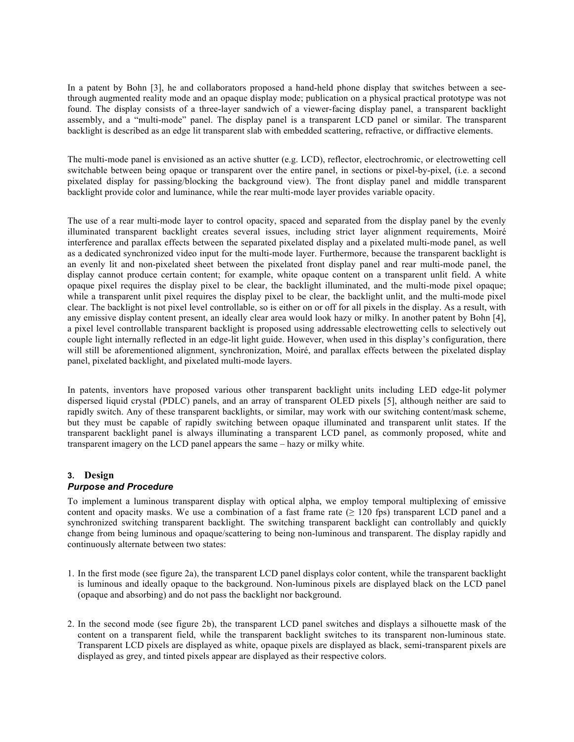In a patent by Bohn [3], he and collaborators proposed a hand-held phone display that switches between a see-through augmented reality mode and an opaque display mode; publication on a physical practical prototype was not found. The display consists of a three-layer sandwich of a viewer-facing display panel, a transparent backlight assembly, and a "multi-mode" panel. The display panel is a transparent LCD panel or similar. The transparent backlight is described as an edge lit transparent slab with embedded scattering, refractive, or diffractive elements.

The multi-mode panel is envisioned as an active shutter (e.g. LCD), reflector, electrochromic, or electrowetting cell switchable between being opaque or transparent over the entire panel, in sections or pixel-by-pixel, (i.e. a second pixelated display for passing/blocking the background view). The front display panel and middle transparent backlight provide color and luminance, while the rear multi-mode layer provides variable opacity.

The use of a rear multi-mode layer to control opacity, spaced and separated from the display panel by the evenly illuminated transparent backlight creates several issues, including strict layer alignment requirements, Moiré interference and parallax effects between the separated pixelated display and a pixelated multi-mode panel, as well as a dedicated synchronized video input for the multi-mode layer. Furthermore, because the transparent backlight is an evenly lit and non-pixelated sheet between the pixelated front display panel and rear multi-mode panel, the display cannot produce certain content; for example, white opaque content on a transparent unlit field. A white opaque pixel requires the display pixel to be clear, the backlight illuminated, and the multi-mode pixel opaque; while a transparent unlit pixel requires the display pixel to be clear, the backlight unlit, and the multi-mode pixel clear. The backlight is not pixel level controllable, so is either on or off for all pixels in the display. As a result, with any emissive display content present, an ideally clear area would look hazy or milky. In another patent by Bohn [4], a pixel level controllable transparent backlight is proposed using addressable electrowetting cells to selectively out couple light internally reflected in an edge-lit light guide. However, when used in this display's configuration, there will still be aforementioned alignment, synchronization, Moiré, and parallax effects between the pixelated display panel, pixelated backlight, and pixelated multi-mode layers.

In patents, inventors have proposed various other transparent backlight units including LED edge-lit polymer dispersed liquid crystal (PDLC) panels, and an array of transparent OLED pixels [5], although neither are said to rapidly switch. Any of these transparent backlights, or similar, may work with our switching content/mask scheme, but they must be capable of rapidly switching between opaque illuminated and transparent unlit states. If the transparent backlight panel is always illuminating a transparent LCD panel, as commonly proposed, white and transparent imagery on the LCD panel appears the same – hazy or milky white.

## 3. Design

### *Purpose and Procedure*

To implement a luminous transparent display with optical alpha, we employ temporal multiplexing of emissive content and opacity masks. We use a combination of a fast frame rate ($\geq$ 120 fps) transparent LCD panel and a synchronized switching transparent backlight. The switching transparent backlight can controllably and quickly change from being luminous and opaque/scattering to being non-luminous and transparent. The display rapidly and continuously alternate between two states:

1. In the first mode (see figure 2a), the transparent LCD panel displays color content, while the transparent backlight is luminous and ideally opaque to the background. Non-luminous pixels are displayed black on the LCD panel (opaque and absorbing) and do not pass the backlight nor background.

2. In the second mode (see figure 2b), the transparent LCD panel switches and displays a silhouette mask of the content on a transparent field, while the transparent backlight switches to its transparent non-luminous state. Transparent LCD pixels are displayed as white, opaque pixels are displayed as black, semi-transparent pixels are displayed as grey, and tinted pixels appear are displayed as their respective colors.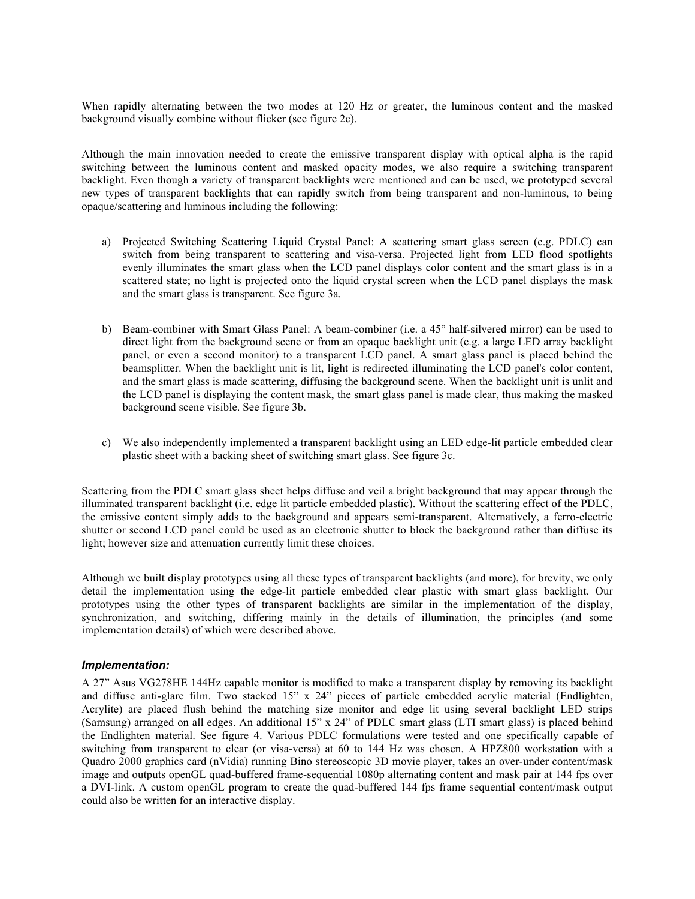When rapidly alternating between the two modes at 120 Hz or greater, the luminous content and the masked background visually combine without flicker (see figure 2c).

Although the main innovation needed to create the emissive transparent display with optical alpha is the rapid switching between the luminous content and masked opacity modes, we also require a switching transparent backlight. Even though a variety of transparent backlights were mentioned and can be used, we prototyped several new types of transparent backlights that can rapidly switch from being transparent and non-luminous, to being opaque/scattering and luminous including the following:

a) Projected Switching Scattering Liquid Crystal Panel: A scattering smart glass screen (e.g. PDLC) can switch from being transparent to scattering and visa-versa. Projected light from LED flood spotlights evenly illuminates the smart glass when the LCD panel displays color content and the smart glass is in a scattered state; no light is projected onto the liquid crystal screen when the LCD panel displays the mask and the smart glass is transparent. See figure 3a.

b) Beam-combiner with Smart Glass Panel: A beam-combiner (i.e. a 45° half-silvered mirror) can be used to direct light from the background scene or from an opaque backlight unit (e.g. a large LED array backlight panel, or even a second monitor) to a transparent LCD panel. A smart glass panel is placed behind the beamsplitter. When the backlight unit is lit, light is redirected illuminating the LCD panel's color content, and the smart glass is made scattering, diffusing the background scene. When the backlight unit is unlit and the LCD panel is displaying the content mask, the smart glass panel is made clear, thus making the masked background scene visible. See figure 3b.

c) We also independently implemented a transparent backlight using an LED edge-lit particle embedded clear plastic sheet with a backing sheet of switching smart glass. See figure 3c.

Scattering from the PDLC smart glass sheet helps diffuse and veil a bright background that may appear through the illuminated transparent backlight (i.e. edge lit particle embedded plastic). Without the scattering effect of the PDLC, the emissive content simply adds to the background and appears semi-transparent. Alternatively, a ferro-electric shutter or second LCD panel could be used as an electronic shutter to block the background rather than diffuse its light; however size and attenuation currently limit these choices.

Although we built display prototypes using all these types of transparent backlights (and more), for brevity, we only detail the implementation using the edge-lit particle embedded clear plastic with smart glass backlight. Our prototypes using the other types of transparent backlights are similar in the implementation of the display, synchronization, and switching, differing mainly in the details of illumination, the principles (and some implementation details) of which were described above.

### *Implementation:*

A 27" Asus VG278HE 144Hz capable monitor is modified to make a transparent display by removing its backlight and diffuse anti-glare film. Two stacked 15" x 24" pieces of particle embedded acrylic material (Endlighten, Acrylite) are placed flush behind the matching size monitor and edge lit using several backlight LED strips (Samsung) arranged on all edges. An additional 15" x 24" of PDLC smart glass (LTI smart glass) is placed behind the Endlighten material. See figure 4. Various PDLC formulations were tested and one specifically capable of switching from transparent to clear (or visa-versa) at 60 to 144 Hz was chosen. A HPZ800 workstation with a Quadro 2000 graphics card (nVidia) running Bino stereoscopic 3D movie player, takes an over-under content/mask image and outputs openGL quad-buffered frame-sequential 1080p alternating content and mask pair at 144 fps over a DVI-link. A custom openGL program to create the quad-buffered 144 fps frame sequential content/mask output could also be written for an interactive display.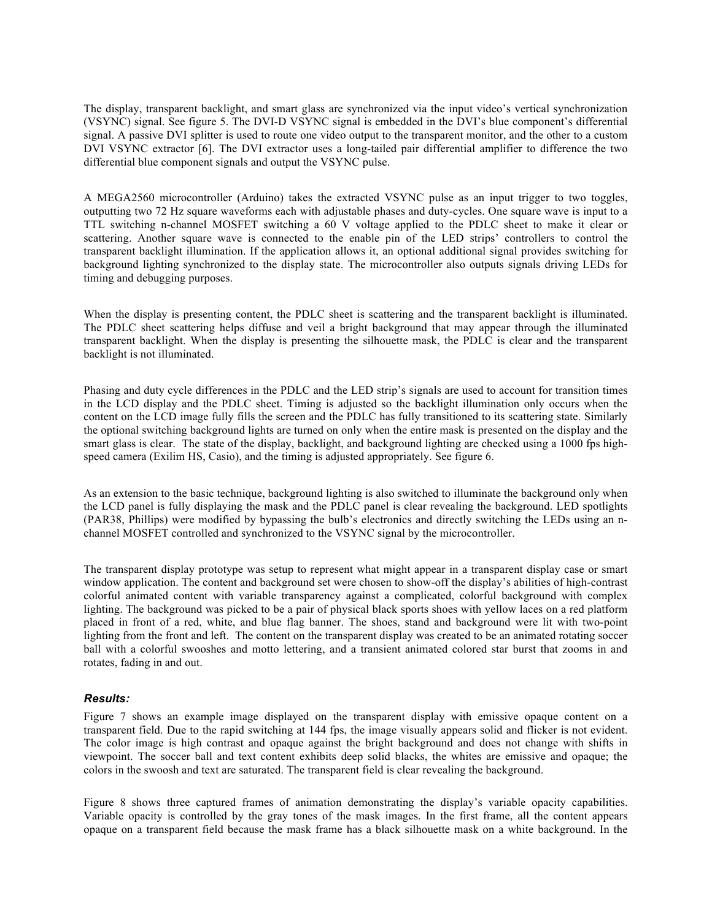The display, transparent backlight, and smart glass are synchronized via the input video's vertical synchronization (VSYNC) signal. See figure 5. The DVI-D VSYNC signal is embedded in the DVI's blue component's differential signal. A passive DVI splitter is used to route one video output to the transparent monitor, and the other to a custom DVI VSYNC extractor [6]. The DVI extractor uses a long-tailed pair differential amplifier to difference the two differential blue component signals and output the VSYNC pulse.

A MEGA2560 microcontroller (Arduino) takes the extracted VSYNC pulse as an input trigger to two toggles, outputting two 72 Hz square waveforms each with adjustable phases and duty-cycles. One square wave is input to a TTL switching n-channel MOSFET switching a 60 V voltage applied to the PDLC sheet to make it clear or scattering. Another square wave is connected to the enable pin of the LED strips' controllers to control the transparent backlight illumination. If the application allows it, an optional additional signal provides switching for background lighting synchronized to the display state. The microcontroller also outputs signals driving LEDs for timing and debugging purposes.

When the display is presenting content, the PDLC sheet is scattering and the transparent backlight is illuminated. The PDLC sheet scattering helps diffuse and veil a bright background that may appear through the illuminated transparent backlight. When the display is presenting the silhouette mask, the PDLC is clear and the transparent backlight is not illuminated.

Phasing and duty cycle differences in the PDLC and the LED strip's signals are used to account for transition times in the LCD display and the PDLC sheet. Timing is adjusted so the backlight illumination only occurs when the content on the LCD image fully fills the screen and the PDLC has fully transitioned to its scattering state. Similarly the optional switching background lights are turned on only when the entire mask is presented on the display and the smart glass is clear. The state of the display, backlight, and background lighting are checked using a 1000 fps high-speed camera (Exilim HS, Casio), and the timing is adjusted appropriately. See figure 6.

As an extension to the basic technique, background lighting is also switched to illuminate the background only when the LCD panel is fully displaying the mask and the PDLC panel is clear revealing the background. LED spotlights (PAR38, Phillips) were modified by bypassing the bulb's electronics and directly switching the LEDs using an n-channel MOSFET controlled and synchronized to the VSYNC signal by the microcontroller.

The transparent display prototype was setup to represent what might appear in a transparent display case or smart window application. The content and background set were chosen to show-off the display's abilities of high-contrast colorful animated content with variable transparency against a complicated, colorful background with complex lighting. The background was picked to be a pair of physical black sports shoes with yellow laces on a red platform placed in front of a red, white, and blue flag banner. The shoes, stand and background were lit with two-point lighting from the front and left. The content on the transparent display was created to be an animated rotating soccer ball with a colorful swooshes and motto lettering, and a transient animated colored star burst that zooms in and rotates, fading in and out.

### *Results:*

Figure 7 shows an example image displayed on the transparent display with emissive opaque content on a transparent field. Due to the rapid switching at 144 fps, the image visually appears solid and flicker is not evident. The color image is high contrast and opaque against the bright background and does not change with shifts in viewpoint. The soccer ball and text content exhibits deep solid blacks, the whites are emissive and opaque; the colors in the swoosh and text are saturated. The transparent field is clear revealing the background.

Figure 8 shows three captured frames of animation demonstrating the display's variable opacity capabilities. Variable opacity is controlled by the gray tones of the mask images. In the first frame, all the content appears opaque on a transparent field because the mask frame has a black silhouette mask on a white background. In the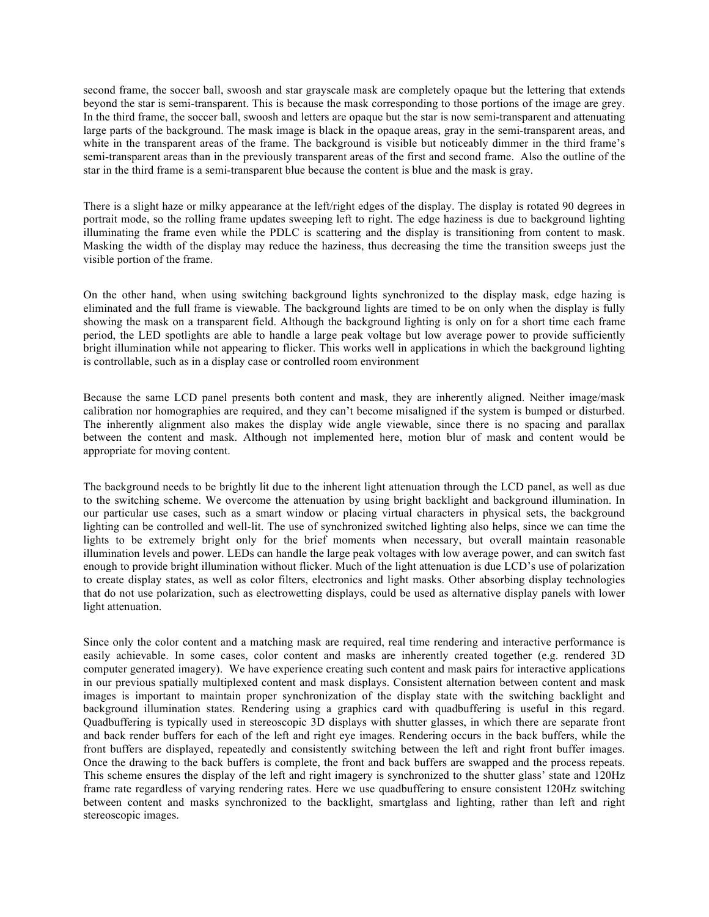second frame, the soccer ball, swoosh and star grayscale mask are completely opaque but the lettering that extends beyond the star is semi-transparent. This is because the mask corresponding to those portions of the image are grey. In the third frame, the soccer ball, swoosh and letters are opaque but the star is now semi-transparent and attenuating large parts of the background. The mask image is black in the opaque areas, gray in the semi-transparent areas, and white in the transparent areas of the frame. The background is visible but noticeably dimmer in the third frame's semi-transparent areas than in the previously transparent areas of the first and second frame. Also the outline of the star in the third frame is a semi-transparent blue because the content is blue and the mask is gray.

There is a slight haze or milky appearance at the left/right edges of the display. The display is rotated 90 degrees in portrait mode, so the rolling frame updates sweeping left to right. The edge haziness is due to background lighting illuminating the frame even while the PDLC is scattering and the display is transitioning from content to mask. Masking the width of the display may reduce the haziness, thus decreasing the time the transition sweeps just the visible portion of the frame.

On the other hand, when using switching background lights synchronized to the display mask, edge hazing is eliminated and the full frame is viewable. The background lights are timed to be on only when the display is fully showing the mask on a transparent field. Although the background lighting is only on for a short time each frame period, the LED spotlights are able to handle a large peak voltage but low average power to provide sufficiently bright illumination while not appearing to flicker. This works well in applications in which the background lighting is controllable, such as in a display case or controlled room environment

Because the same LCD panel presents both content and mask, they are inherently aligned. Neither image/mask calibration nor homographies are required, and they can't become misaligned if the system is bumped or disturbed. The inherently alignment also makes the display wide angle viewable, since there is no spacing and parallax between the content and mask. Although not implemented here, motion blur of mask and content would be appropriate for moving content.

The background needs to be brightly lit due to the inherent light attenuation through the LCD panel, as well as due to the switching scheme. We overcome the attenuation by using bright backlight and background illumination. In our particular use cases, such as a smart window or placing virtual characters in physical sets, the background lighting can be controlled and well-lit. The use of synchronized switched lighting also helps, since we can time the lights to be extremely bright only for the brief moments when necessary, but overall maintain reasonable illumination levels and power. LEDs can handle the large peak voltages with low average power, and can switch fast enough to provide bright illumination without flicker. Much of the light attenuation is due LCD's use of polarization to create display states, as well as color filters, electronics and light masks. Other absorbing display technologies that do not use polarization, such as electrowetting displays, could be used as alternative display panels with lower light attenuation.

Since only the color content and a matching mask are required, real time rendering and interactive performance is easily achievable. In some cases, color content and masks are inherently created together (e.g. rendered 3D computer generated imagery). We have experience creating such content and mask pairs for interactive applications in our previous spatially multiplexed content and mask displays. Consistent alternation between content and mask images is important to maintain proper synchronization of the display state with the switching backlight and background illumination states. Rendering using a graphics card with quadbuffering is useful in this regard. Quadbuffering is typically used in stereoscopic 3D displays with shutter glasses, in which there are separate front and back render buffers for each of the left and right eye images. Rendering occurs in the back buffers, while the front buffers are displayed, repeatedly and consistently switching between the left and right front buffer images. Once the drawing to the back buffers is complete, the front and back buffers are swapped and the process repeats. This scheme ensures the display of the left and right imagery is synchronized to the shutter glass' state and 120Hz frame rate regardless of varying rendering rates. Here we use quadbuffering to ensure consistent 120Hz switching between content and masks synchronized to the backlight, smartglass and lighting, rather than left and right stereoscopic images.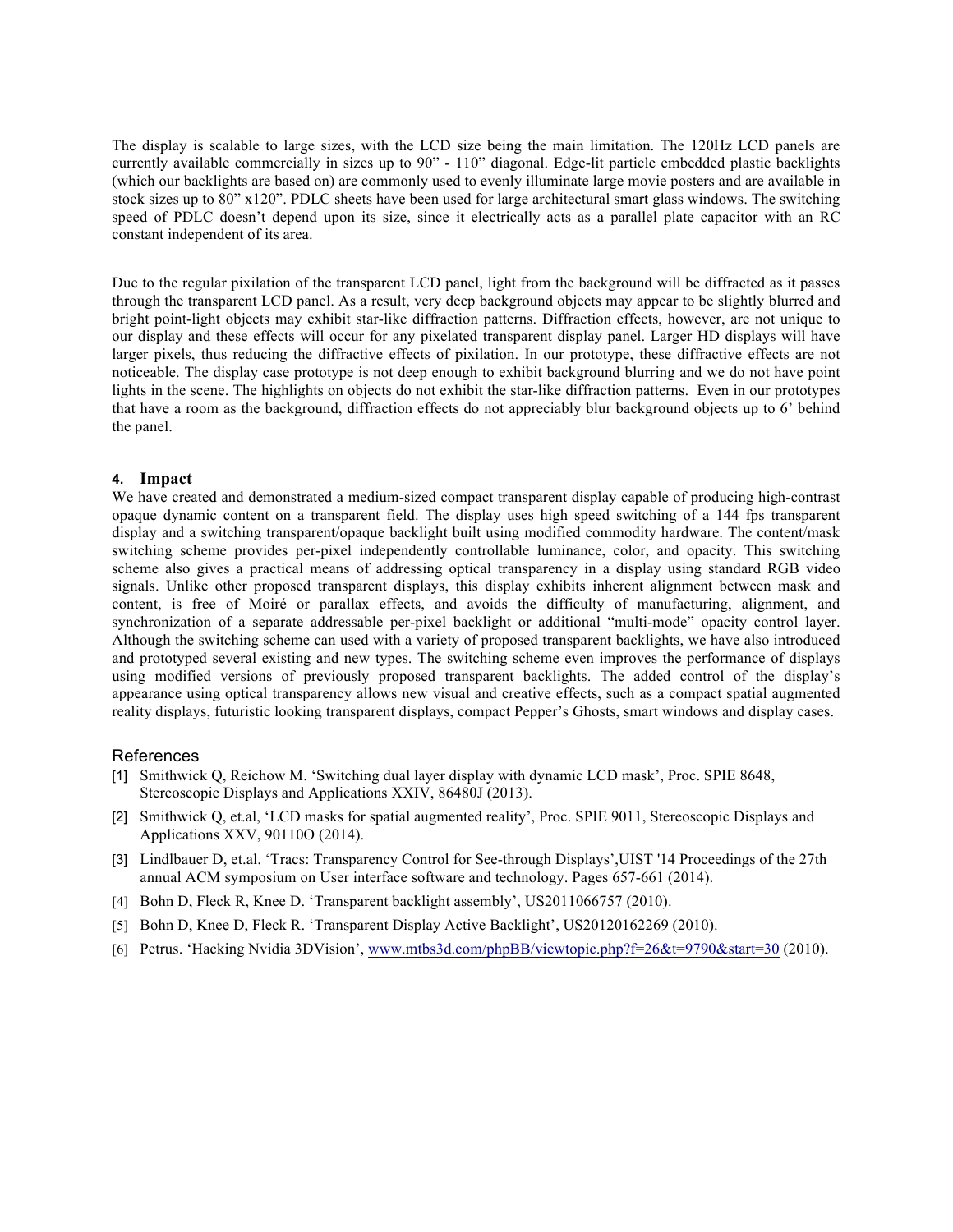The display is scalable to large sizes, with the LCD size being the main limitation. The 120Hz LCD panels are currently available commercially in sizes up to 90" - 110" diagonal. Edge-lit particle embedded plastic backlights (which our backlights are based on) are commonly used to evenly illuminate large movie posters and are available in stock sizes up to 80" x120". PDLC sheets have been used for large architectural smart glass windows. The switching speed of PDLC doesn't depend upon its size, since it electrically acts as a parallel plate capacitor with an RC constant independent of its area.

Due to the regular pixilation of the transparent LCD panel, light from the background will be diffracted as it passes through the transparent LCD panel. As a result, very deep background objects may appear to be slightly blurred and bright point-light objects may exhibit star-like diffraction patterns. Diffraction effects, however, are not unique to our display and these effects will occur for any pixelated transparent display panel. Larger HD displays will have larger pixels, thus reducing the diffractive effects of pixilation. In our prototype, these diffractive effects are not noticeable. The display case prototype is not deep enough to exhibit background blurring and we do not have point lights in the scene. The highlights on objects do not exhibit the star-like diffraction patterns. Even in our prototypes that have a room as the background, diffraction effects do not appreciably blur background objects up to 6' behind the panel.

## 4. Impact

We have created and demonstrated a medium-sized compact transparent display capable of producing high-contrast opaque dynamic content on a transparent field. The display uses high speed switching of a 144 fps transparent display and a switching transparent/opaque backlight built using modified commodity hardware. The content/mask switching scheme provides per-pixel independently controllable luminance, color, and opacity. This switching scheme also gives a practical means of addressing optical transparency in a display using standard RGB video signals. Unlike other proposed transparent displays, this display exhibits inherent alignment between mask and content, is free of Moiré or parallax effects, and avoids the difficulty of manufacturing, alignment, and synchronization of a separate addressable per-pixel backlight or additional "multi-mode" opacity control layer. Although the switching scheme can used with a variety of proposed transparent backlights, we have also introduced and prototyped several existing and new types. The switching scheme even improves the performance of displays using modified versions of previously proposed transparent backlights. The added control of the display's appearance using optical transparency allows new visual and creative effects, such as a compact spatial augmented reality displays, futuristic looking transparent displays, compact Pepper's Ghosts, smart windows and display cases.

## References

[1] Smithwick Q, Reichow M. 'Switching dual layer display with dynamic LCD mask', Proc. SPIE 8648, Stereoscopic Displays and Applications XXIV, 86480J (2013).

[2] Smithwick Q, et.al, 'LCD masks for spatial augmented reality', Proc. SPIE 9011, Stereoscopic Displays and Applications XXV, 90110O (2014).

[3] Lindlbauer D, et.al. 'Tracs: Transparency Control for See-through Displays',UIST '14 Proceedings of the 27th annual ACM symposium on User interface software and technology. Pages 657-661 (2014).

[4] Bohn D, Fleck R, Knee D. 'Transparent backlight assembly', US2011066757 (2010).

[5] Bohn D, Knee D, Fleck R. 'Transparent Display Active Backlight', US20120162269 (2010).

[6] Petrus. 'Hacking Nvidia 3DVision', www.mtbs3d.com/phpBB/viewtopic.php?f=26&t=9790&start=30 (2010).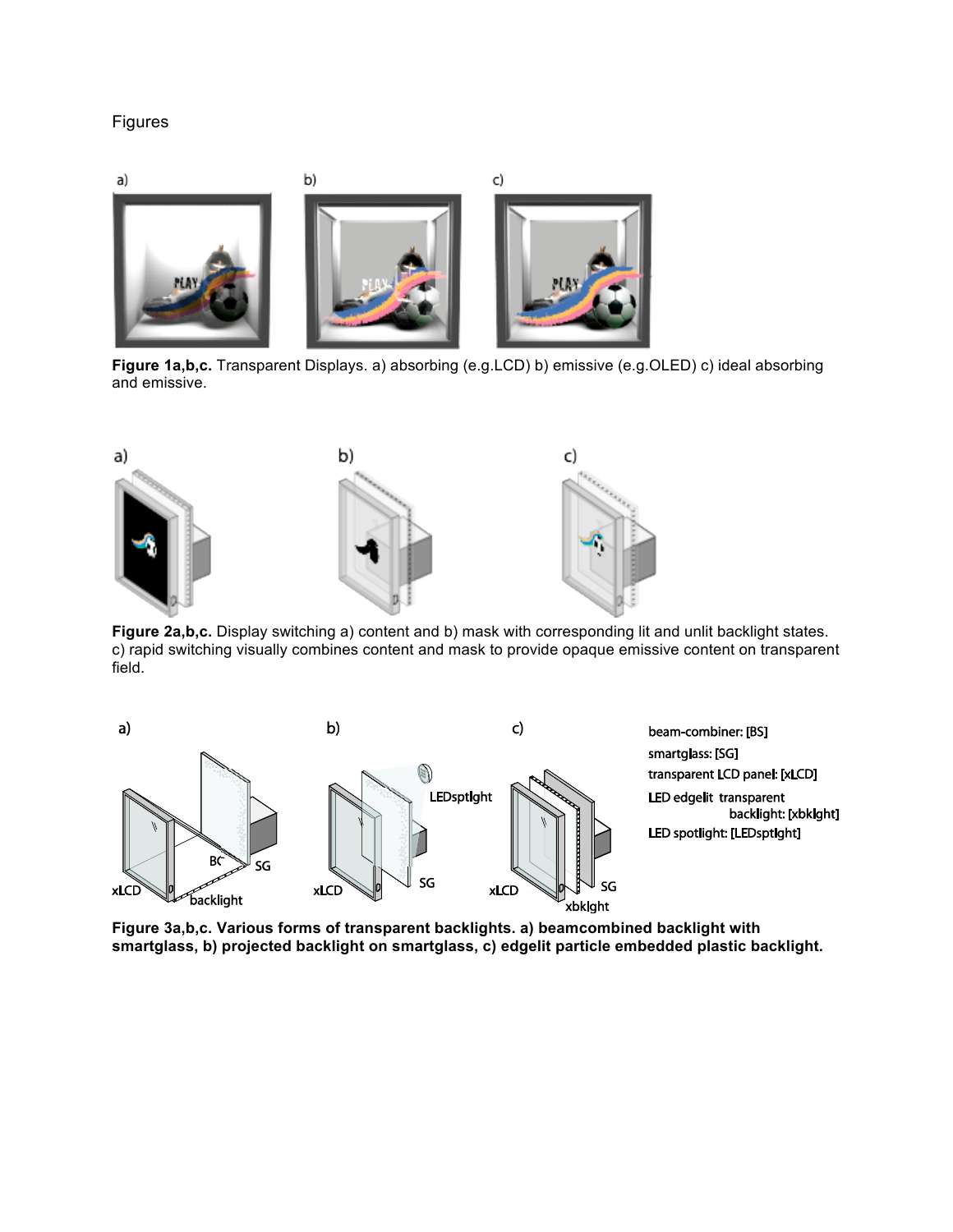Figures

**Figure 1a,b,c.** Transparent Displays. a) absorbing (e.g.LCD) b) emissive (e.g.OLED) c) ideal absorbing and emissive.

**Figure 2a,b,c.** Display switching a) content and b) mask with corresponding lit and unlit backlight states. c) rapid switching visually combines content and mask to provide opaque emissive content on transparent field.

**Figure 3a,b,c. Various forms of transparent backlights. a) beamcombined backlight with smartglass, b) projected backlight on smartglass, c) edgelit particle embedded plastic backlight.**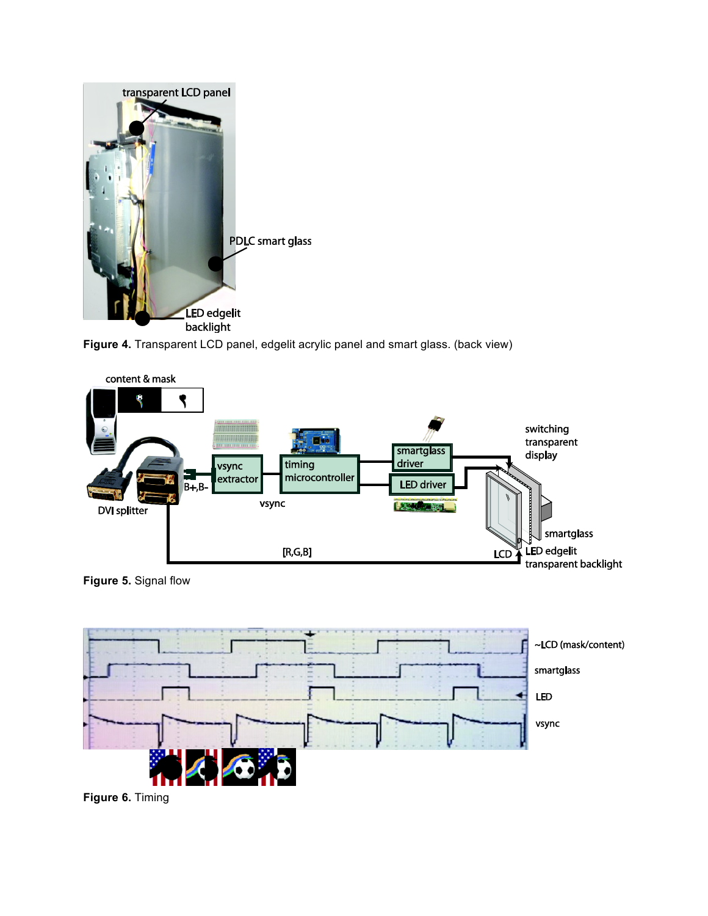**Figure 4.** Transparent LCD panel, edgelit acrylic panel and smart glass. (back view)

**Figure 5.** Signal flow

**Figure 6.** Timing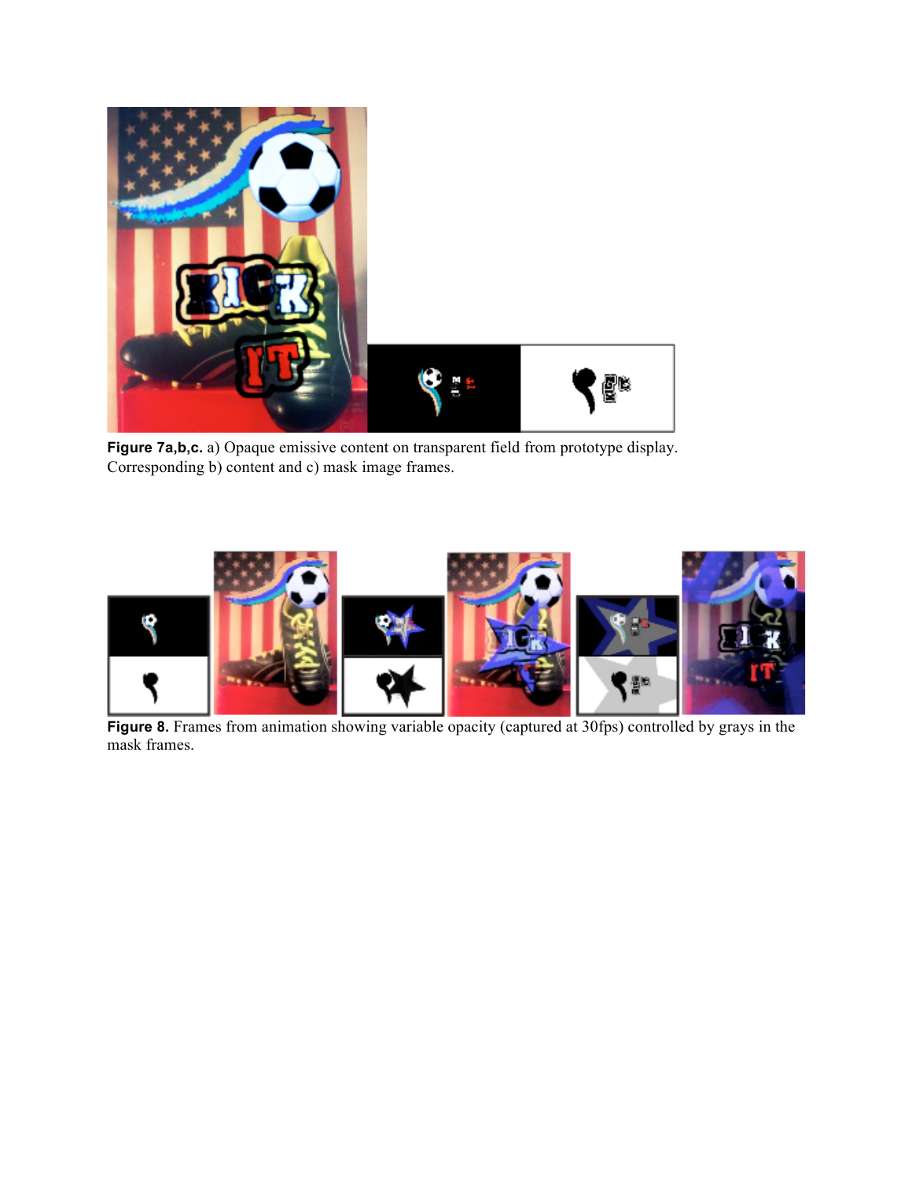**Figure 7a,b,c.** a) Opaque emissive content on transparent field from prototype display. Corresponding b) content and c) mask image frames.

**Figure 8.** Frames from animation showing variable opacity (captured at 30fps) controlled by grays in the mask frames.